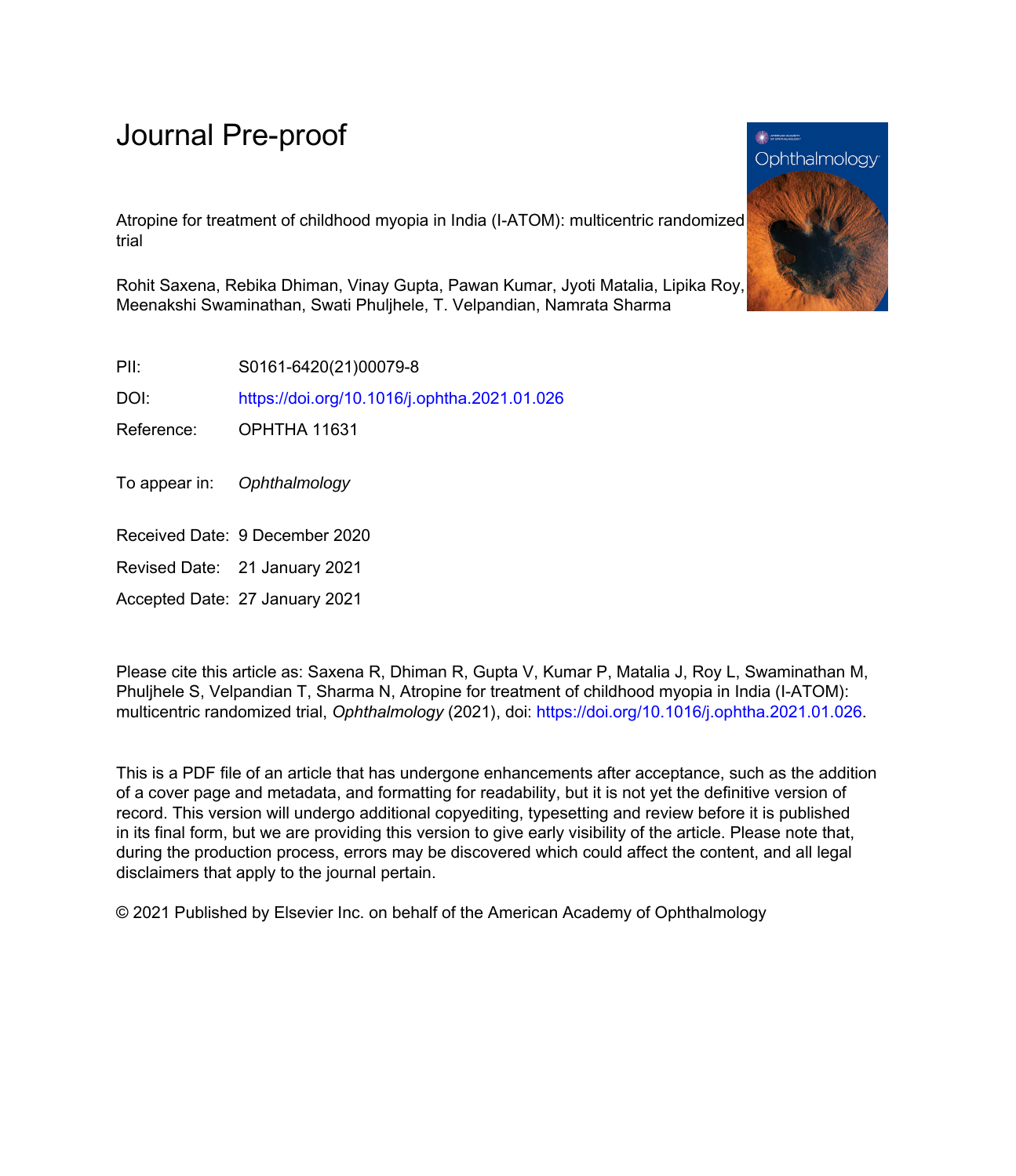# Journal Pre-proof

Atropine for treatment of childhood myopia in India (I-ATOM): multicentric randomized trial

Rohit Saxena, Rebika Dhiman, Vinay Gupta, Pawan Kumar, Jyoti Matalia, Lipika Roy, Meenakshi Swaminathan, Swati Phuljhele, T. Velpandian, Namrata Sharma

PII: S0161-6420(21)00079-8

DOI: https://doi.org/10.1016/j.ophtha.2021.01.026

Reference: OPHTHA 11631

To appear in: *Ophthalmology*

Received Date: 9 December 2020

Revised Date: 21 January 2021

Accepted Date: 27 January 2021

Please cite this article as: Saxena R, Dhiman R, Gupta V, Kumar P, Matalia J, Roy L, Swaminathan M, Phuljhele S, Velpandian T, Sharma N, Atropine for treatment of childhood myopia in India (I-ATOM): multicentric randomized trial, *Ophthalmology* (2021), doi: https://doi.org/10.1016/j.ophtha.2021.01.026.

This is a PDF file of an article that has undergone enhancements after acceptance, such as the addition of a cover page and metadata, and formatting for readability, but it is not yet the definitive version of record. This version will undergo additional copyediting, typesetting and review before it is published in its final form, but we are providing this version to give early visibility of the article. Please note that, during the production process, errors may be discovered which could affect the content, and all legal disclaimers that apply to the journal pertain.

© 2021 Published by Elsevier Inc. on behalf of the American Academy of Ophthalmology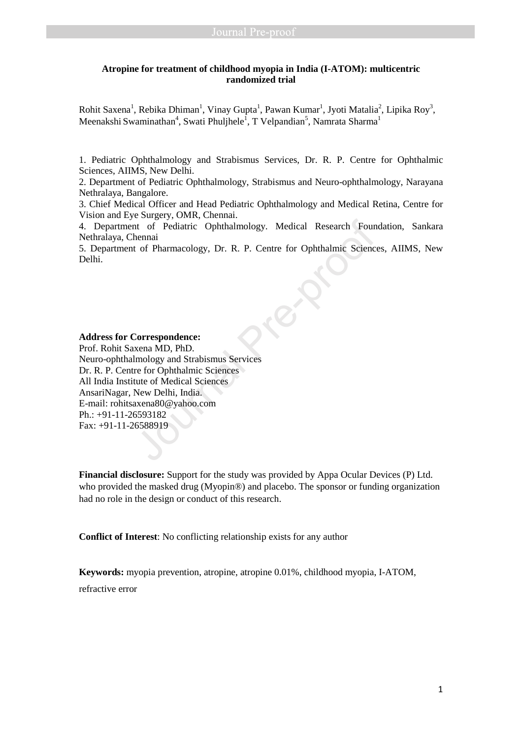**Atropine for treatment of childhood myopia in India (I-ATOM): multicentric randomized trial**

Rohit Saxena[1], Rebika Dhiman[1], Vinay Gupta[1], Pawan Kumar[1], Jyoti Matalia[2], Lipika Roy[3], Meenakshi Swaminathan[4], Swati Phuljhele[1], T Velpandian[5], Namrata Sharma[1]

1. Pediatric Ophthalmology and Strabismus Services, Dr. R. P. Centre for Ophthalmic Sciences, AIIMS, New Delhi.
2. Department of Pediatric Ophthalmology, Strabismus and Neuro-ophthalmology, Narayana Nethralaya, Bangalore.
3. Chief Medical Officer and Head Pediatric Ophthalmology and Medical Retina, Centre for Vision and Eye Surgery, OMR, Chennai.
4. Department of Pediatric Ophthalmology. Medical Research Foundation, Sankara Nethralaya, Chennai
5. Department of Pharmacology, Dr. R. P. Centre for Ophthalmic Sciences, AIIMS, New Delhi.

**Address for Correspondence:**
Prof. Rohit Saxena MD, PhD.
Neuro-ophthalmology and Strabismus Services
Dr. R. P. Centre for Ophthalmic Sciences
All India Institute of Medical Sciences
AnsariNagar, New Delhi, India.
E-mail: rohitsaxena80@yahoo.com
Ph.: +91-11-26593182
Fax: +91-11-26588919

**Financial disclosure:** Support for the study was provided by Appa Ocular Devices (P) Ltd. who provided the masked drug (Myopin®) and placebo. The sponsor or funding organization had no role in the design or conduct of this research.

**Conflict of Interest**: No conflicting relationship exists for any author

**Keywords:** myopia prevention, atropine, atropine 0.01%, childhood myopia, I-ATOM, refractive error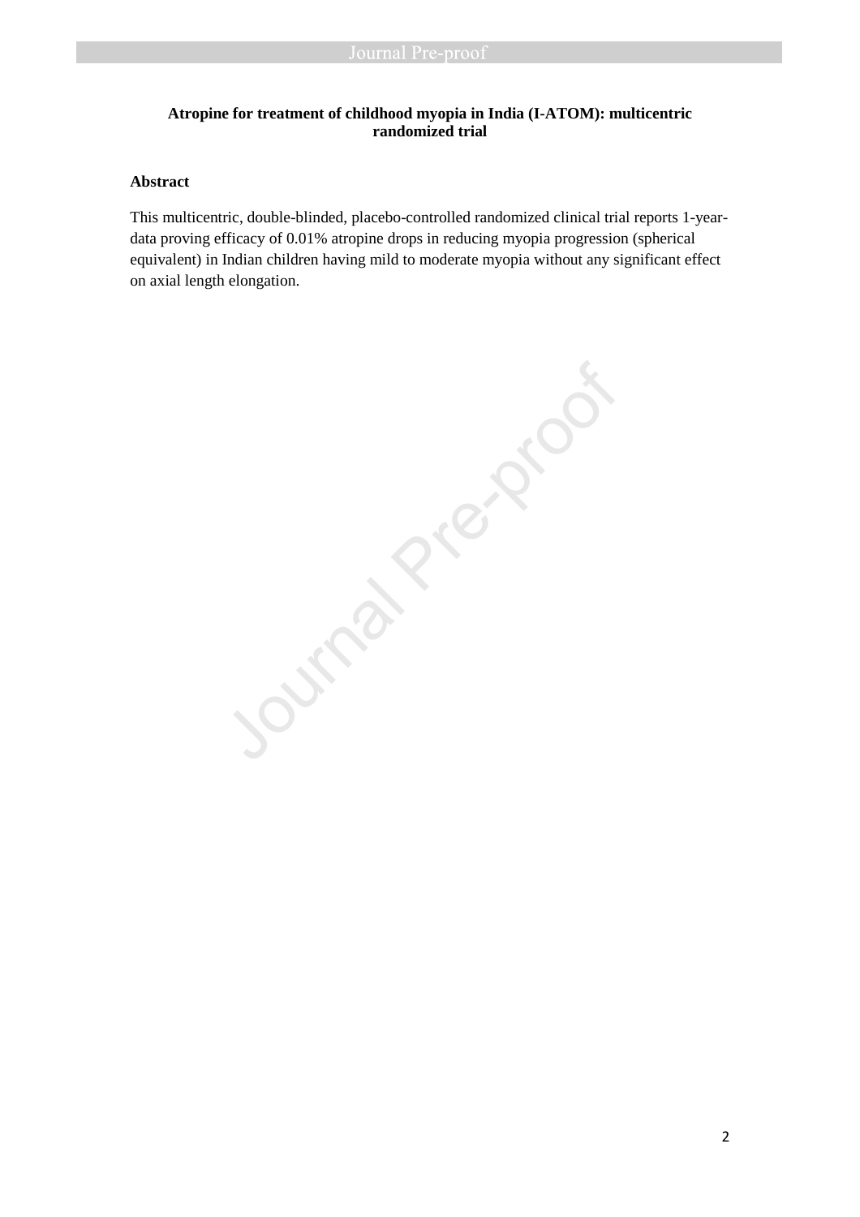**Atropine for treatment of childhood myopia in India (I-ATOM): multicentric randomized trial**

**Abstract**

This multicentric, double-blinded, placebo-controlled randomized clinical trial reports 1-year-data proving efficacy of 0.01% atropine drops in reducing myopia progression (spherical equivalent) in Indian children having mild to moderate myopia without any significant effect on axial length elongation.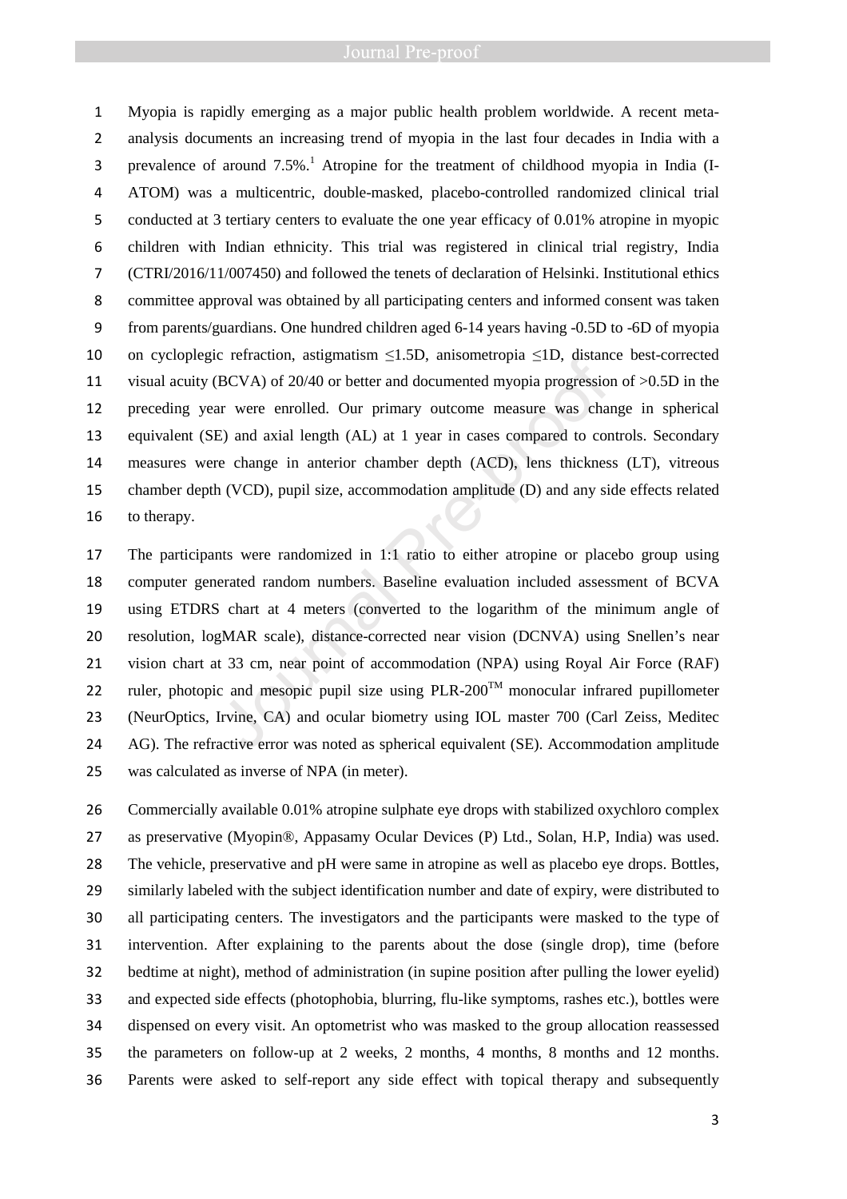Myopia is rapidly emerging as a major public health problem worldwide. A recent meta-analysis documents an increasing trend of myopia in the last four decades in India with a prevalence of around 7.5%.[1] Atropine for the treatment of childhood myopia in India (I-ATOM) was a multicentric, double-masked, placebo-controlled randomized clinical trial conducted at 3 tertiary centers to evaluate the one year efficacy of 0.01% atropine in myopic children with Indian ethnicity. This trial was registered in clinical trial registry, India (CTRI/2016/11/007450) and followed the tenets of declaration of Helsinki. Institutional ethics committee approval was obtained by all participating centers and informed consent was taken from parents/guardians. One hundred children aged 6-14 years having -0.5D to -6D of myopia on cycloplegic refraction, astigmatism ≤1.5D, anisometropia ≤1D, distance best-corrected visual acuity (BCVA) of 20/40 or better and documented myopia progression of >0.5D in the preceding year were enrolled. Our primary outcome measure was change in spherical equivalent (SE) and axial length (AL) at 1 year in cases compared to controls. Secondary measures were change in anterior chamber depth (ACD), lens thickness (LT), vitreous chamber depth (VCD), pupil size, accommodation amplitude (D) and any side effects related to therapy.

The participants were randomized in 1:1 ratio to either atropine or placebo group using computer generated random numbers. Baseline evaluation included assessment of BCVA using ETDRS chart at 4 meters (converted to the logarithm of the minimum angle of resolution, logMAR scale), distance-corrected near vision (DCNVA) using Snellen's near vision chart at 33 cm, near point of accommodation (NPA) using Royal Air Force (RAF) ruler, photopic and mesopic pupil size using PLR-200™ monocular infrared pupillometer (NeurOptics, Irvine, CA) and ocular biometry using IOL master 700 (Carl Zeiss, Meditec AG). The refractive error was noted as spherical equivalent (SE). Accommodation amplitude was calculated as inverse of NPA (in meter).

Commercially available 0.01% atropine sulphate eye drops with stabilized oxychloro complex as preservative (Myopin®, Appasamy Ocular Devices (P) Ltd., Solan, H.P, India) was used. The vehicle, preservative and pH were same in atropine as well as placebo eye drops. Bottles, similarly labeled with the subject identification number and date of expiry, were distributed to all participating centers. The investigators and the participants were masked to the type of intervention. After explaining to the parents about the dose (single drop), time (before bedtime at night), method of administration (in supine position after pulling the lower eyelid) and expected side effects (photophobia, blurring, flu-like symptoms, rashes etc.), bottles were dispensed on every visit. An optometrist who was masked to the group allocation reassessed the parameters on follow-up at 2 weeks, 2 months, 4 months, 8 months and 12 months. Parents were asked to self-report any side effect with topical therapy and subsequently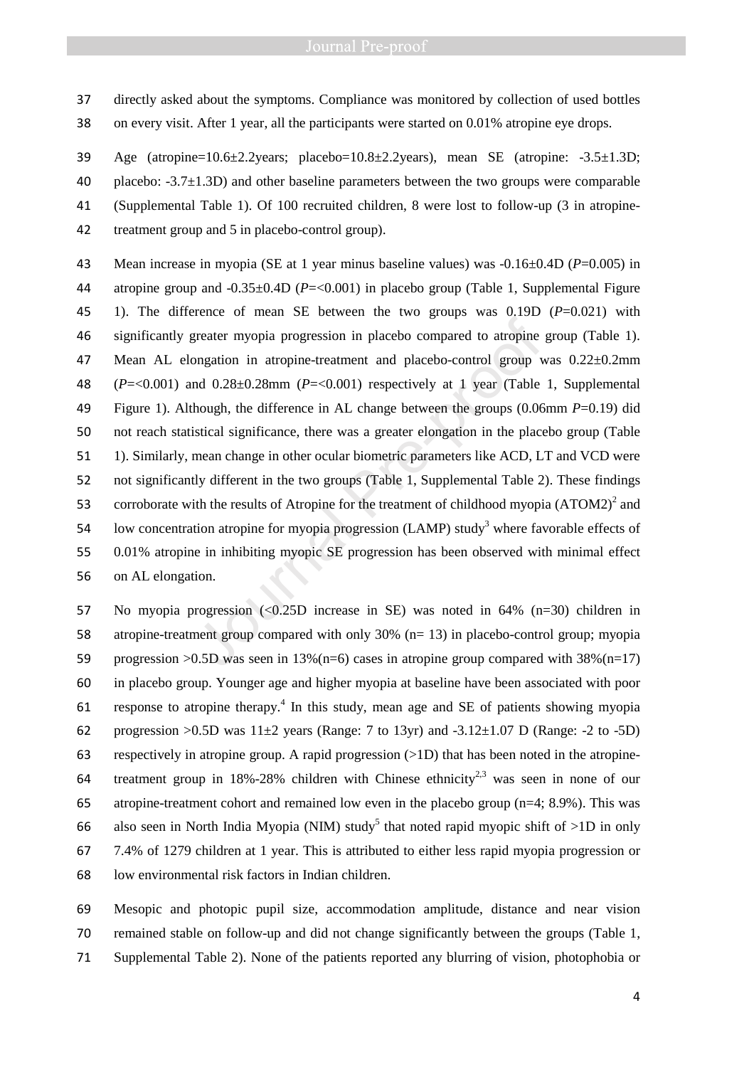directly asked about the symptoms. Compliance was monitored by collection of used bottles on every visit. After 1 year, all the participants were started on 0.01% atropine eye drops.

Age (atropine=10.6±2.2years; placebo=10.8±2.2years), mean SE (atropine: -3.5±1.3D; placebo: -3.7±1.3D) and other baseline parameters between the two groups were comparable (Supplemental Table 1). Of 100 recruited children, 8 were lost to follow-up (3 in atropine-treatment group and 5 in placebo-control group).

Mean increase in myopia (SE at 1 year minus baseline values) was -0.16±0.4D (*P*=0.005) in atropine group and -0.35±0.4D (*P*=<0.001) in placebo group (Table 1, Supplemental Figure 1). The difference of mean SE between the two groups was 0.19D (*P*=0.021) with significantly greater myopia progression in placebo compared to atropine group (Table 1). Mean AL elongation in atropine-treatment and placebo-control group was 0.22±0.2mm (*P*=<0.001) and 0.28±0.28mm (*P*=<0.001) respectively at 1 year (Table 1, Supplemental Figure 1). Although, the difference in AL change between the groups (0.06mm *P*=0.19) did not reach statistical significance, there was a greater elongation in the placebo group (Table 1). Similarly, mean change in other ocular biometric parameters like ACD, LT and VCD were not significantly different in the two groups (Table 1, Supplemental Table 2). These findings corroborate with the results of Atropine for the treatment of childhood myopia (ATOM2)[2] and low concentration atropine for myopia progression (LAMP) study[3] where favorable effects of 0.01% atropine in inhibiting myopic SE progression has been observed with minimal effect on AL elongation.

No myopia progression (<0.25D increase in SE) was noted in 64% (n=30) children in atropine-treatment group compared with only 30% (n= 13) in placebo-control group; myopia progression >0.5D was seen in 13%(n=6) cases in atropine group compared with 38%(n=17) in placebo group. Younger age and higher myopia at baseline have been associated with poor response to atropine therapy.[4] In this study, mean age and SE of patients showing myopia progression >0.5D was 11±2 years (Range: 7 to 13yr) and -3.12±1.07 D (Range: -2 to -5D) respectively in atropine group. A rapid progression (>1D) that has been noted in the atropine-treatment group in 18%-28% children with Chinese ethnicity[2,3] was seen in none of our atropine-treatment cohort and remained low even in the placebo group (n=4; 8.9%). This was also seen in North India Myopia (NIM) study[5] that noted rapid myopic shift of >1D in only 7.4% of 1279 children at 1 year. This is attributed to either less rapid myopia progression or low environmental risk factors in Indian children.

Mesopic and photopic pupil size, accommodation amplitude, distance and near vision remained stable on follow-up and did not change significantly between the groups (Table 1, Supplemental Table 2). None of the patients reported any blurring of vision, photophobia or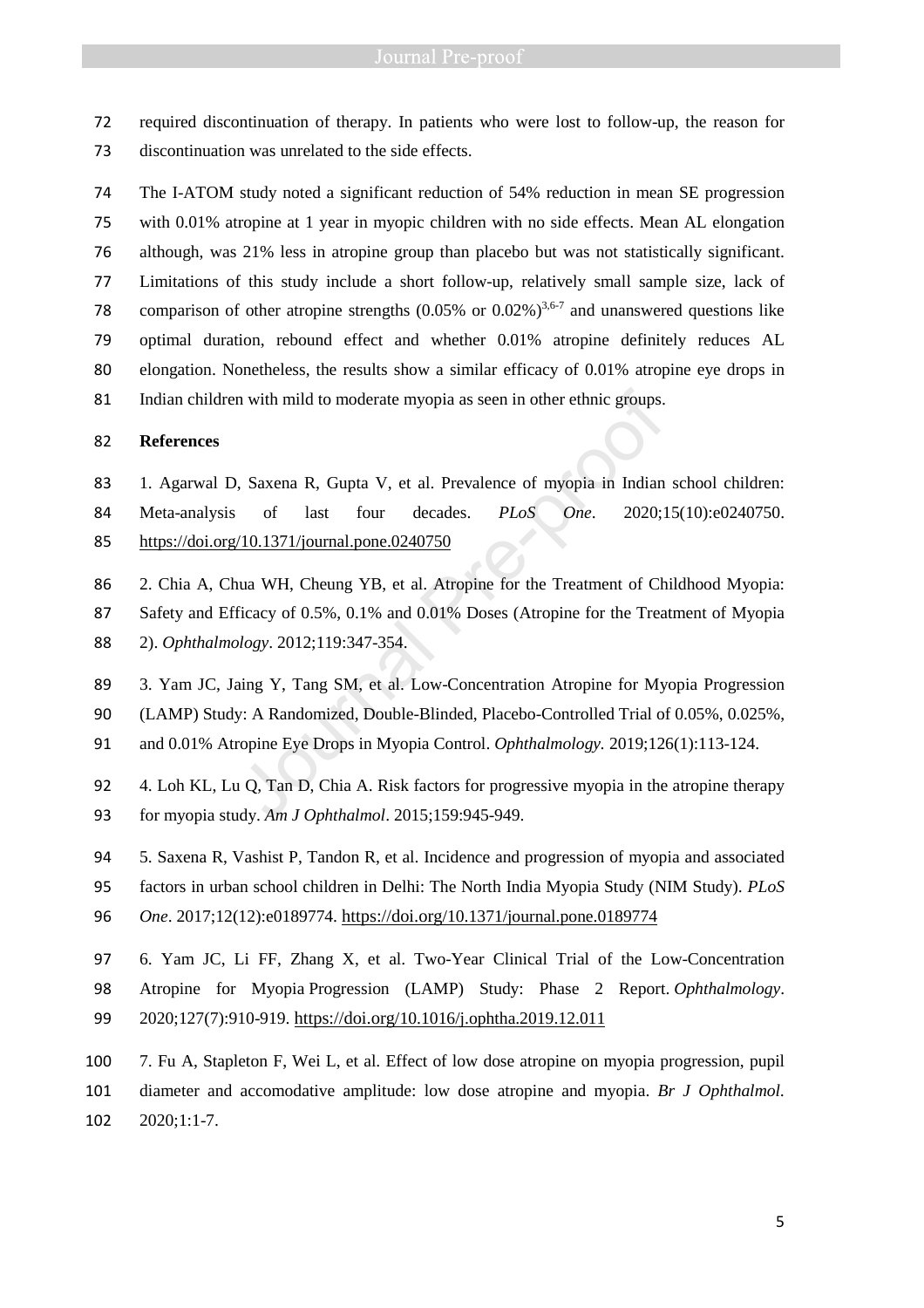required discontinuation of therapy. In patients who were lost to follow-up, the reason for discontinuation was unrelated to the side effects.

The I-ATOM study noted a significant reduction of 54% reduction in mean SE progression with 0.01% atropine at 1 year in myopic children with no side effects. Mean AL elongation although, was 21% less in atropine group than placebo but was not statistically significant. Limitations of this study include a short follow-up, relatively small sample size, lack of comparison of other atropine strengths (0.05% or 0.02%)[3,6-7] and unanswered questions like optimal duration, rebound effect and whether 0.01% atropine definitely reduces AL elongation. Nonetheless, the results show a similar efficacy of 0.01% atropine eye drops in Indian children with mild to moderate myopia as seen in other ethnic groups.

**References**

1. Agarwal D, Saxena R, Gupta V, et al. Prevalence of myopia in Indian school children: Meta-analysis of last four decades. *PLoS One*. 2020;15(10):e0240750. https://doi.org/10.1371/journal.pone.0240750

2. Chia A, Chua WH, Cheung YB, et al. Atropine for the Treatment of Childhood Myopia: Safety and Efficacy of 0.5%, 0.1% and 0.01% Doses (Atropine for the Treatment of Myopia 2). *Ophthalmology*. 2012;119:347-354.

3. Yam JC, Jaing Y, Tang SM, et al. Low-Concentration Atropine for Myopia Progression (LAMP) Study: A Randomized, Double-Blinded, Placebo-Controlled Trial of 0.05%, 0.025%, and 0.01% Atropine Eye Drops in Myopia Control. *Ophthalmology.* 2019;126(1):113-124.

4. Loh KL, Lu Q, Tan D, Chia A. Risk factors for progressive myopia in the atropine therapy for myopia study. *Am J Ophthalmol*. 2015;159:945-949.

5. Saxena R, Vashist P, Tandon R, et al. Incidence and progression of myopia and associated factors in urban school children in Delhi: The North India Myopia Study (NIM Study). *PLoS One*. 2017;12(12):e0189774. https://doi.org/10.1371/journal.pone.0189774

6. Yam JC, Li FF, Zhang X, et al. Two-Year Clinical Trial of the Low-Concentration Atropine for Myopia Progression (LAMP) Study: Phase 2 Report. *Ophthalmology*. 2020;127(7):910-919. https://doi.org/10.1016/j.ophtha.2019.12.011

7. Fu A, Stapleton F, Wei L, et al. Effect of low dose atropine on myopia progression, pupil diameter and accomodative amplitude: low dose atropine and myopia. *Br J Ophthalmol.* 2020;1:1-7.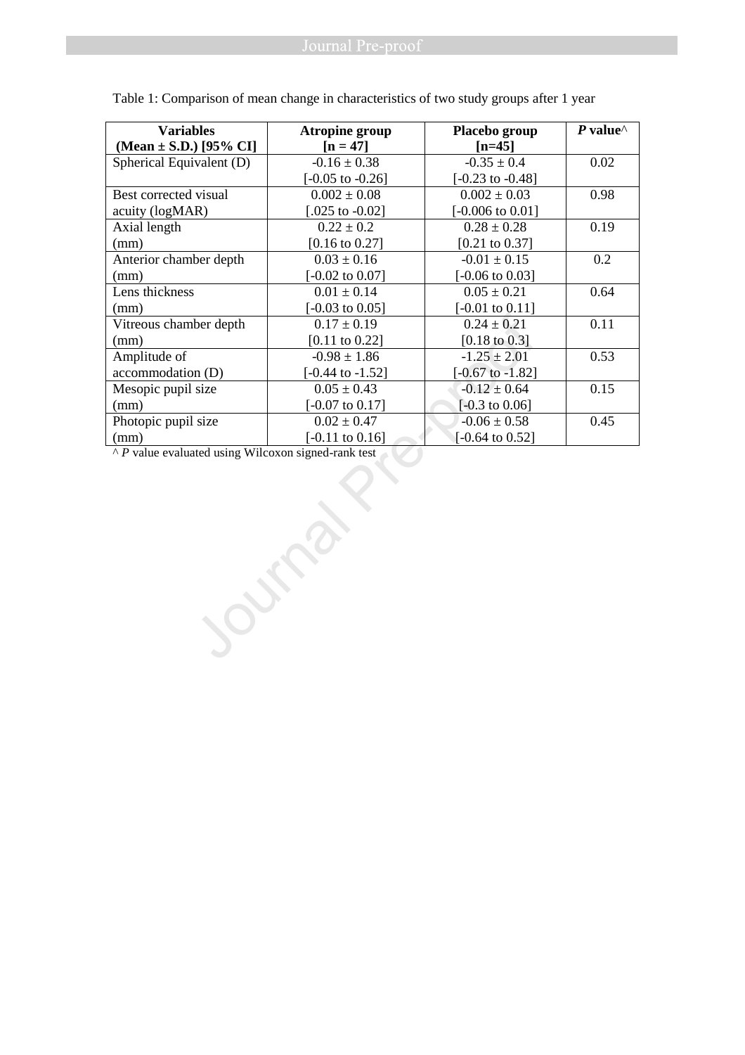Table 1: Comparison of mean change in characteristics of two study groups after 1 year

| **Variables (Mean ± S.D.) [95% CI]** | **Atropine group [n = 47]** | **Placebo group [n=45]** | ***P* value^** |
|---|---|---|---|
| Spherical Equivalent (D) | -0.16 ± 0.38 [-0.05 to -0.26] | -0.35 ± 0.4 [-0.23 to -0.48] | 0.02 |
| Best corrected visual acuity (logMAR) | 0.002 ± 0.08 [.025 to -0.02] | 0.002 ± 0.03 [-0.006 to 0.01] | 0.98 |
| Axial length (mm) | 0.22 ± 0.2 [0.16 to 0.27] | 0.28 ± 0.28 [0.21 to 0.37] | 0.19 |
| Anterior chamber depth (mm) | 0.03 ± 0.16 [-0.02 to 0.07] | -0.01 ± 0.15 [-0.06 to 0.03] | 0.2 |
| Lens thickness (mm) | 0.01 ± 0.14 [-0.03 to 0.05] | 0.05 ± 0.21 [-0.01 to 0.11] | 0.64 |
| Vitreous chamber depth (mm) | 0.17 ± 0.19 [0.11 to 0.22] | 0.24 ± 0.21 [0.18 to 0.3] | 0.11 |
| Amplitude of accommodation (D) | -0.98 ± 1.86 [-0.44 to -1.52] | -1.25 ± 2.01 [-0.67 to -1.82] | 0.53 |
| Mesopic pupil size (mm) | 0.05 ± 0.43 [-0.07 to 0.17] | -0.12 ± 0.64 [-0.3 to 0.06] | 0.15 |
| Photopic pupil size (mm) | 0.02 ± 0.47 [-0.11 to 0.16] | -0.06 ± 0.58 [-0.64 to 0.52] | 0.45 |

^ *P* value evaluated using Wilcoxon signed-rank test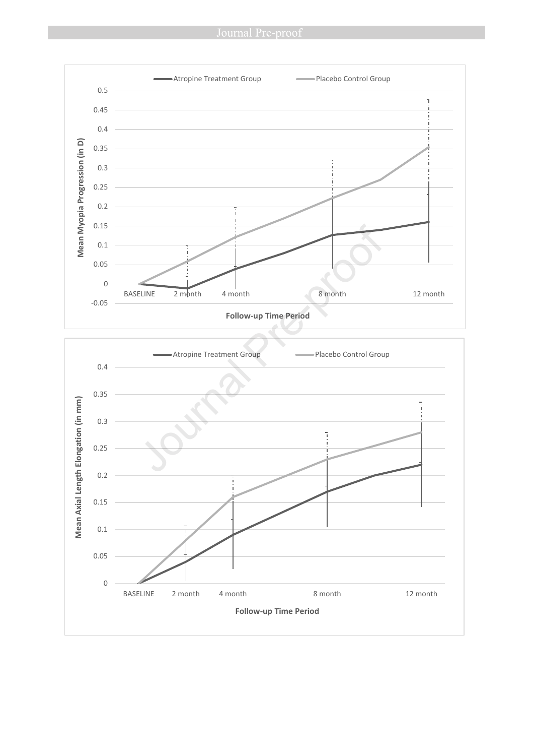Atropine Treatment Group
Placebo Control Group

0.5
0.45
0.4
0.35
0.3
0.25
0.2
0.15
0.1
0.05
0
-0.05

Mean Myopia Progression (in D)

BASELINE
2 month
4 month
8 month
12 month

Follow-up Time Period

Atropine Treatment Group
Placebo Control Group

0.4
0.35
0.3
0.25
0.2
0.15
0.1
0.05
0

Mean Axial Length Elongation (in mm)

BASELINE
2 month
4 month
8 month
12 month

Follow-up Time Period